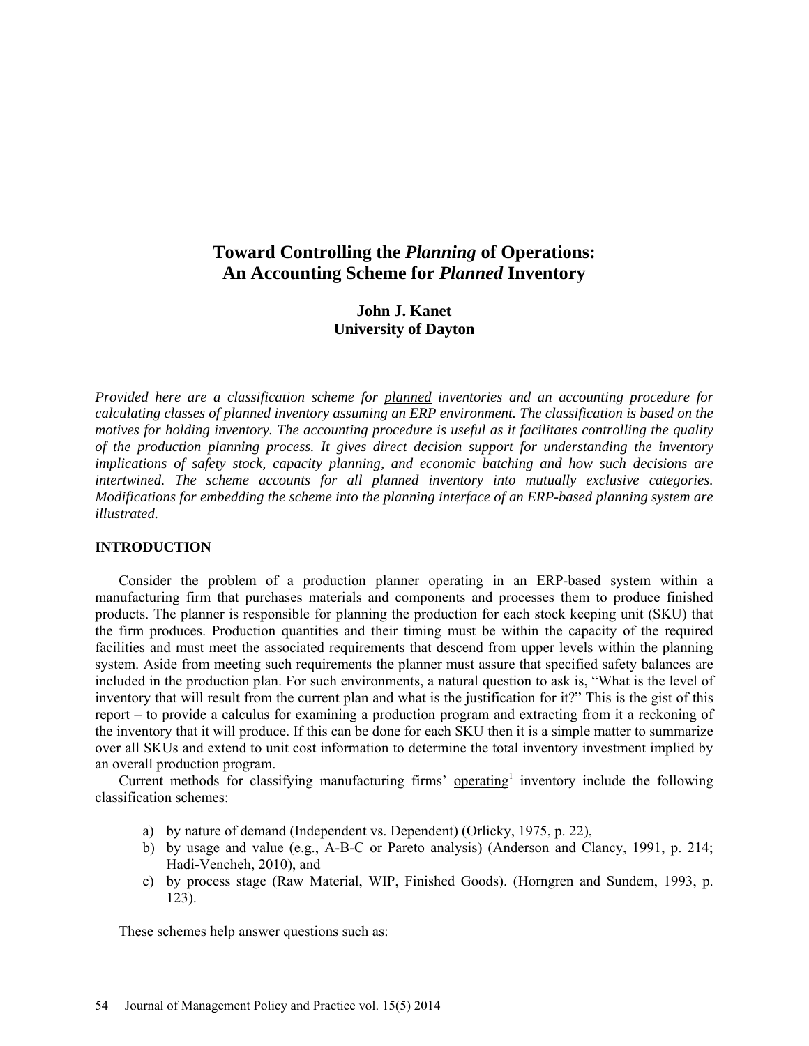# Toward Controlling the *Planning* of Operations: An Accounting Scheme for *Planned* Inventory

**John J. Kanet**
**University of Dayton**

*Provided here are a classification scheme for <u>planned</u> inventories and an accounting procedure for calculating classes of planned inventory assuming an ERP environment. The classification is based on the motives for holding inventory. The accounting procedure is useful as it facilitates controlling the quality of the production planning process. It gives direct decision support for understanding the inventory implications of safety stock, capacity planning, and economic batching and how such decisions are intertwined. The scheme accounts for all planned inventory into mutually exclusive categories. Modifications for embedding the scheme into the planning interface of an ERP-based planning system are illustrated.*

## INTRODUCTION

Consider the problem of a production planner operating in an ERP-based system within a manufacturing firm that purchases materials and components and processes them to produce finished products. The planner is responsible for planning the production for each stock keeping unit (SKU) that the firm produces. Production quantities and their timing must be within the capacity of the required facilities and must meet the associated requirements that descend from upper levels within the planning system. Aside from meeting such requirements the planner must assure that specified safety balances are included in the production plan. For such environments, a natural question to ask is, "What is the level of inventory that will result from the current plan and what is the justification for it?" This is the gist of this report – to provide a calculus for examining a production program and extracting from it a reckoning of the inventory that it will produce. If this can be done for each SKU then it is a simple matter to summarize over all SKUs and extend to unit cost information to determine the total inventory investment implied by an overall production program.

Current methods for classifying manufacturing firms' <u>operating</u>[1] inventory include the following classification schemes:

a) by nature of demand (Independent vs. Dependent) (Orlicky, 1975, p. 22),
b) by usage and value (e.g., A-B-C or Pareto analysis) (Anderson and Clancy, 1991, p. 214; Hadi-Vencheh, 2010), and
c) by process stage (Raw Material, WIP, Finished Goods). (Horngren and Sundem, 1993, p. 123).

These schemes help answer questions such as: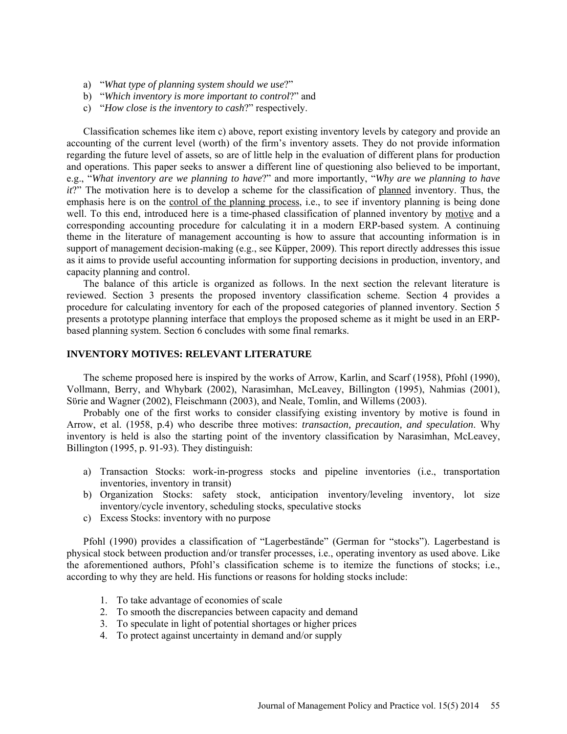a) "*What type of planning system should we use*?"
b) "*Which inventory is more important to control*?" and
c) "*How close is the inventory to cash*?" respectively.

Classification schemes like item c) above, report existing inventory levels by category and provide an accounting of the current level (worth) of the firm's inventory assets. They do not provide information regarding the future level of assets, so are of little help in the evaluation of different plans for production and operations. This paper seeks to answer a different line of questioning also believed to be important, e.g., "*What inventory are we planning to have*?" and more importantly, "*Why are we planning to have it*?" The motivation here is to develop a scheme for the classification of planned inventory. Thus, the emphasis here is on the control of the planning process, i.e., to see if inventory planning is being done well. To this end, introduced here is a time-phased classification of planned inventory by motive and a corresponding accounting procedure for calculating it in a modern ERP-based system. A continuing theme in the literature of management accounting is how to assure that accounting information is in support of management decision-making (e.g., see Küpper, 2009). This report directly addresses this issue as it aims to provide useful accounting information for supporting decisions in production, inventory, and capacity planning and control.

The balance of this article is organized as follows. In the next section the relevant literature is reviewed. Section 3 presents the proposed inventory classification scheme. Section 4 provides a procedure for calculating inventory for each of the proposed categories of planned inventory. Section 5 presents a prototype planning interface that employs the proposed scheme as it might be used in an ERP-based planning system. Section 6 concludes with some final remarks.

## INVENTORY MOTIVES: RELEVANT LITERATURE

The scheme proposed here is inspired by the works of Arrow, Karlin, and Scarf (1958), Pfohl (1990), Vollmann, Berry, and Whybark (2002), Narasimhan, McLeavey, Billington (1995), Nahmias (2001), Sürie and Wagner (2002), Fleischmann (2003), and Neale, Tomlin, and Willems (2003).

Probably one of the first works to consider classifying existing inventory by motive is found in Arrow, et al. (1958, p.4) who describe three motives: *transaction, precaution, and speculation*. Why inventory is held is also the starting point of the inventory classification by Narasimhan, McLeavey, Billington (1995, p. 91-93). They distinguish:

a) Transaction Stocks: work-in-progress stocks and pipeline inventories (i.e., transportation inventories, inventory in transit)
b) Organization Stocks: safety stock, anticipation inventory/leveling inventory, lot size inventory/cycle inventory, scheduling stocks, speculative stocks
c) Excess Stocks: inventory with no purpose

Pfohl (1990) provides a classification of "Lagerbestände" (German for "stocks"). Lagerbestand is physical stock between production and/or transfer processes, i.e., operating inventory as used above. Like the aforementioned authors, Pfohl's classification scheme is to itemize the functions of stocks; i.e., according to why they are held. His functions or reasons for holding stocks include:

1. To take advantage of economies of scale
2. To smooth the discrepancies between capacity and demand
3. To speculate in light of potential shortages or higher prices
4. To protect against uncertainty in demand and/or supply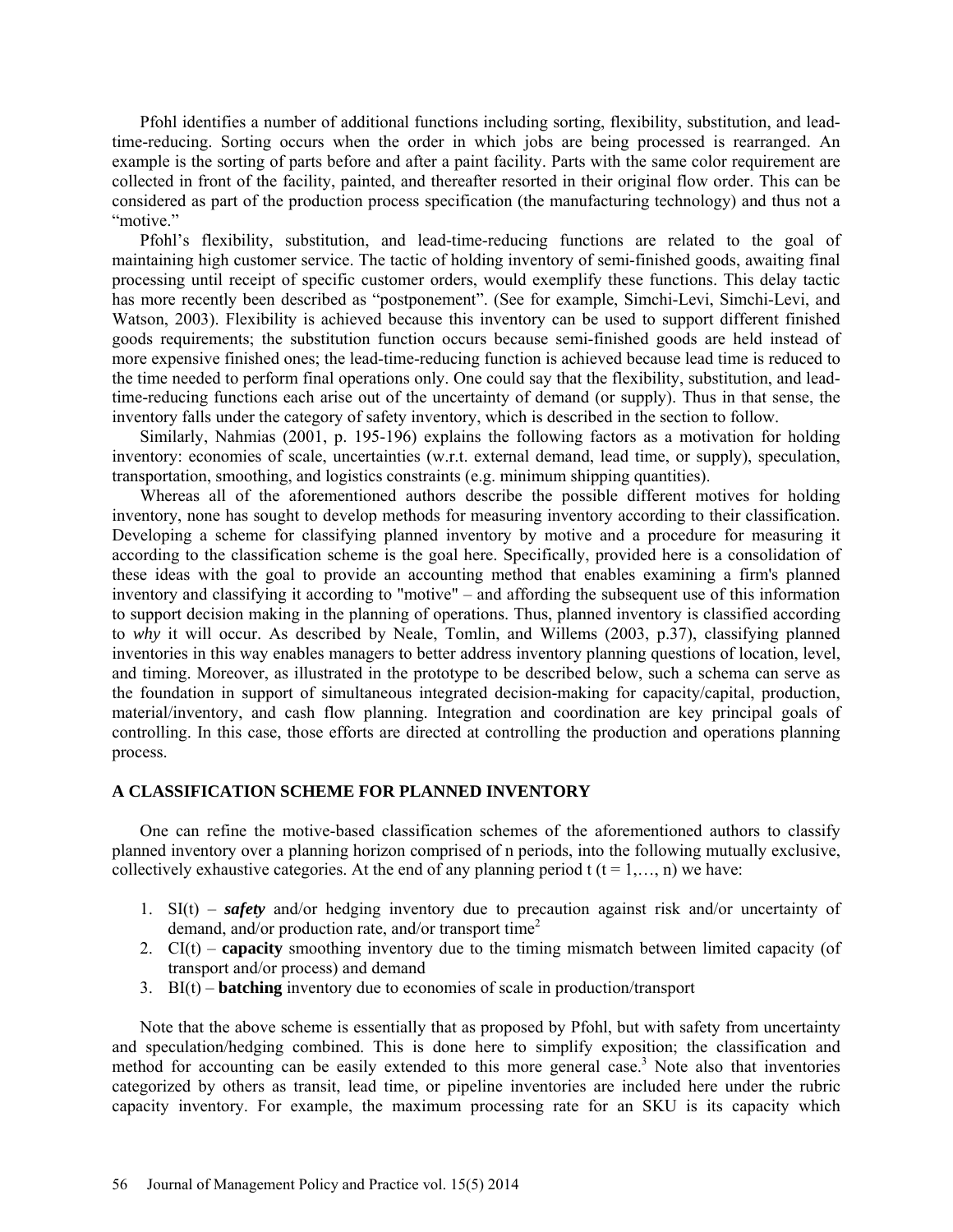Pfohl identifies a number of additional functions including sorting, flexibility, substitution, and lead-time-reducing. Sorting occurs when the order in which jobs are being processed is rearranged. An example is the sorting of parts before and after a paint facility. Parts with the same color requirement are collected in front of the facility, painted, and thereafter resorted in their original flow order. This can be considered as part of the production process specification (the manufacturing technology) and thus not a "motive."

Pfohl's flexibility, substitution, and lead-time-reducing functions are related to the goal of maintaining high customer service. The tactic of holding inventory of semi-finished goods, awaiting final processing until receipt of specific customer orders, would exemplify these functions. This delay tactic has more recently been described as "postponement". (See for example, Simchi-Levi, Simchi-Levi, and Watson, 2003). Flexibility is achieved because this inventory can be used to support different finished goods requirements; the substitution function occurs because semi-finished goods are held instead of more expensive finished ones; the lead-time-reducing function is achieved because lead time is reduced to the time needed to perform final operations only. One could say that the flexibility, substitution, and lead-time-reducing functions each arise out of the uncertainty of demand (or supply). Thus in that sense, the inventory falls under the category of safety inventory, which is described in the section to follow.

Similarly, Nahmias (2001, p. 195-196) explains the following factors as a motivation for holding inventory: economies of scale, uncertainties (w.r.t. external demand, lead time, or supply), speculation, transportation, smoothing, and logistics constraints (e.g. minimum shipping quantities).

Whereas all of the aforementioned authors describe the possible different motives for holding inventory, none has sought to develop methods for measuring inventory according to their classification. Developing a scheme for classifying planned inventory by motive and a procedure for measuring it according to the classification scheme is the goal here. Specifically, provided here is a consolidation of these ideas with the goal to provide an accounting method that enables examining a firm's planned inventory and classifying it according to "motive" – and affording the subsequent use of this information to support decision making in the planning of operations. Thus, planned inventory is classified according to *why* it will occur. As described by Neale, Tomlin, and Willems (2003, p.37), classifying planned inventories in this way enables managers to better address inventory planning questions of location, level, and timing. Moreover, as illustrated in the prototype to be described below, such a schema can serve as the foundation in support of simultaneous integrated decision-making for capacity/capital, production, material/inventory, and cash flow planning. Integration and coordination are key principal goals of controlling. In this case, those efforts are directed at controlling the production and operations planning process.

## A CLASSIFICATION SCHEME FOR PLANNED INVENTORY

One can refine the motive-based classification schemes of the aforementioned authors to classify planned inventory over a planning horizon comprised of n periods, into the following mutually exclusive, collectively exhaustive categories. At the end of any planning period t (t = 1,…, n) we have:

1. SI(t) – ***safety*** and/or hedging inventory due to precaution against risk and/or uncertainty of demand, and/or production rate, and/or transport time[2]
2. CI(t) – **capacity** smoothing inventory due to the timing mismatch between limited capacity (of transport and/or process) and demand
3. BI(t) – **batching** inventory due to economies of scale in production/transport

Note that the above scheme is essentially that as proposed by Pfohl, but with safety from uncertainty and speculation/hedging combined. This is done here to simplify exposition; the classification and method for accounting can be easily extended to this more general case.[3] Note also that inventories categorized by others as transit, lead time, or pipeline inventories are included here under the rubric capacity inventory. For example, the maximum processing rate for an SKU is its capacity which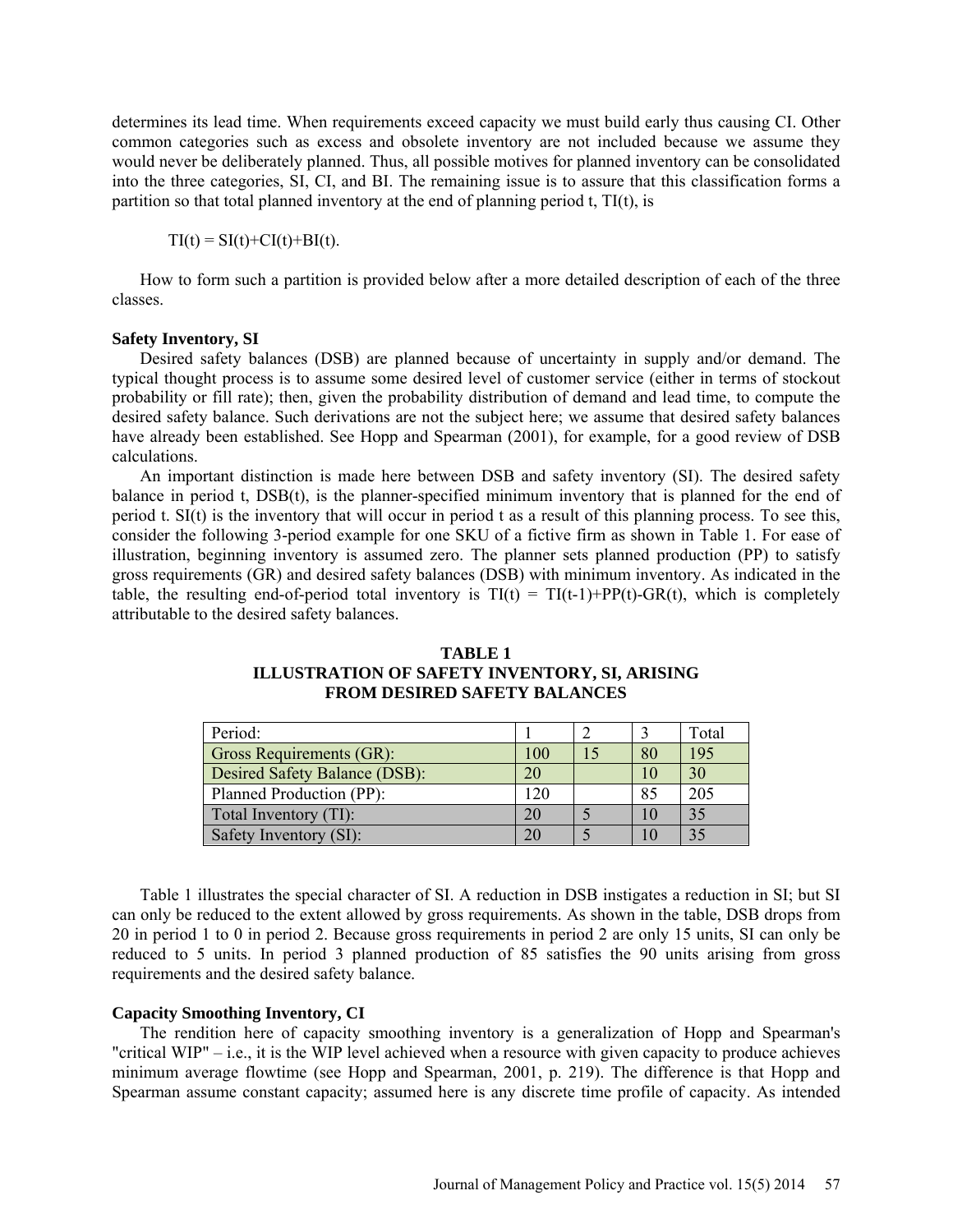determines its lead time. When requirements exceed capacity we must build early thus causing CI. Other common categories such as excess and obsolete inventory are not included because we assume they would never be deliberately planned. Thus, all possible motives for planned inventory can be consolidated into the three categories, SI, CI, and BI. The remaining issue is to assure that this classification forms a partition so that total planned inventory at the end of planning period t, TI(t), is

$$TI(t) = SI(t)+CI(t)+BI(t).$$

How to form such a partition is provided below after a more detailed description of each of the three classes.

**Safety Inventory, SI**

Desired safety balances (DSB) are planned because of uncertainty in supply and/or demand. The typical thought process is to assume some desired level of customer service (either in terms of stockout probability or fill rate); then, given the probability distribution of demand and lead time, to compute the desired safety balance. Such derivations are not the subject here; we assume that desired safety balances have already been established. See Hopp and Spearman (2001), for example, for a good review of DSB calculations.

An important distinction is made here between DSB and safety inventory (SI). The desired safety balance in period t, DSB(t), is the planner-specified minimum inventory that is planned for the end of period t. SI(t) is the inventory that will occur in period t as a result of this planning process. To see this, consider the following 3-period example for one SKU of a fictive firm as shown in Table 1. For ease of illustration, beginning inventory is assumed zero. The planner sets planned production (PP) to satisfy gross requirements (GR) and desired safety balances (DSB) with minimum inventory. As indicated in the table, the resulting end-of-period total inventory is TI(t) = TI(t-1)+PP(t)-GR(t), which is completely attributable to the desired safety balances.

**TABLE 1**
**ILLUSTRATION OF SAFETY INVENTORY, SI, ARISING FROM DESIRED SAFETY BALANCES**

| Period: | 1 | 2 | 3 | Total |
|---|---|---|---|---|
| Gross Requirements (GR): | 100 | 15 | 80 | 195 |
| Desired Safety Balance (DSB): | 20 | | 10 | 30 |
| Planned Production (PP): | 120 | | 85 | 205 |
| Total Inventory (TI): | 20 | 5 | 10 | 35 |
| Safety Inventory (SI): | 20 | 5 | 10 | 35 |

Table 1 illustrates the special character of SI. A reduction in DSB instigates a reduction in SI; but SI can only be reduced to the extent allowed by gross requirements. As shown in the table, DSB drops from 20 in period 1 to 0 in period 2. Because gross requirements in period 2 are only 15 units, SI can only be reduced to 5 units. In period 3 planned production of 85 satisfies the 90 units arising from gross requirements and the desired safety balance.

**Capacity Smoothing Inventory, CI**

The rendition here of capacity smoothing inventory is a generalization of Hopp and Spearman's "critical WIP" – i.e., it is the WIP level achieved when a resource with given capacity to produce achieves minimum average flowtime (see Hopp and Spearman, 2001, p. 219). The difference is that Hopp and Spearman assume constant capacity; assumed here is any discrete time profile of capacity. As intended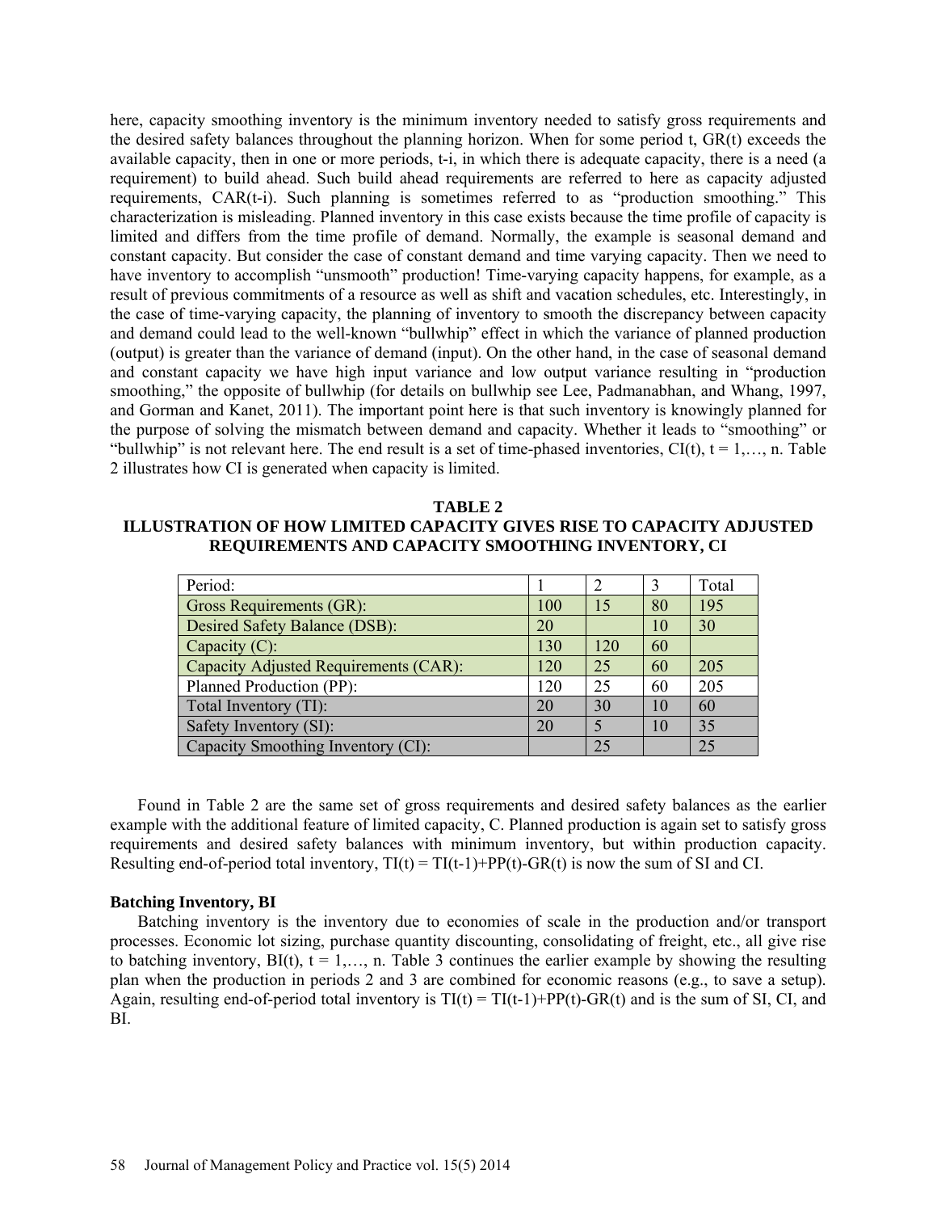here, capacity smoothing inventory is the minimum inventory needed to satisfy gross requirements and the desired safety balances throughout the planning horizon. When for some period t, GR(t) exceeds the available capacity, then in one or more periods, t-i, in which there is adequate capacity, there is a need (a requirement) to build ahead. Such build ahead requirements are referred to here as capacity adjusted requirements, CAR(t-i). Such planning is sometimes referred to as "production smoothing." This characterization is misleading. Planned inventory in this case exists because the time profile of capacity is limited and differs from the time profile of demand. Normally, the example is seasonal demand and constant capacity. But consider the case of constant demand and time varying capacity. Then we need to have inventory to accomplish "unsmooth" production! Time-varying capacity happens, for example, as a result of previous commitments of a resource as well as shift and vacation schedules, etc. Interestingly, in the case of time-varying capacity, the planning of inventory to smooth the discrepancy between capacity and demand could lead to the well-known "bullwhip" effect in which the variance of planned production (output) is greater than the variance of demand (input). On the other hand, in the case of seasonal demand and constant capacity we have high input variance and low output variance resulting in "production smoothing," the opposite of bullwhip (for details on bullwhip see Lee, Padmanabhan, and Whang, 1997, and Gorman and Kanet, 2011). The important point here is that such inventory is knowingly planned for the purpose of solving the mismatch between demand and capacity. Whether it leads to "smoothing" or "bullwhip" is not relevant here. The end result is a set of time-phased inventories, CI(t), t = 1,…, n. Table 2 illustrates how CI is generated when capacity is limited.

**TABLE 2**
**ILLUSTRATION OF HOW LIMITED CAPACITY GIVES RISE TO CAPACITY ADJUSTED REQUIREMENTS AND CAPACITY SMOOTHING INVENTORY, CI**

| Period: | 1 | 2 | 3 | Total |
|---|---|---|---|---|
| Gross Requirements (GR): | 100 | 15 | 80 | 195 |
| Desired Safety Balance (DSB): | 20 | | 10 | 30 |
| Capacity (C): | 130 | 120 | 60 | |
| Capacity Adjusted Requirements (CAR): | 120 | 25 | 60 | 205 |
| Planned Production (PP): | 120 | 25 | 60 | 205 |
| Total Inventory (TI): | 20 | 30 | 10 | 60 |
| Safety Inventory (SI): | 20 | 5 | 10 | 35 |
| Capacity Smoothing Inventory (CI): | | 25 | | 25 |

Found in Table 2 are the same set of gross requirements and desired safety balances as the earlier example with the additional feature of limited capacity, C. Planned production is again set to satisfy gross requirements and desired safety balances with minimum inventory, but within production capacity. Resulting end-of-period total inventory, TI(t) = TI(t-1)+PP(t)-GR(t) is now the sum of SI and CI.

### Batching Inventory, BI

Batching inventory is the inventory due to economies of scale in the production and/or transport processes. Economic lot sizing, purchase quantity discounting, consolidating of freight, etc., all give rise to batching inventory, BI(t), t = 1,…, n. Table 3 continues the earlier example by showing the resulting plan when the production in periods 2 and 3 are combined for economic reasons (e.g., to save a setup). Again, resulting end-of-period total inventory is TI(t) = TI(t-1)+PP(t)-GR(t) and is the sum of SI, CI, and BI.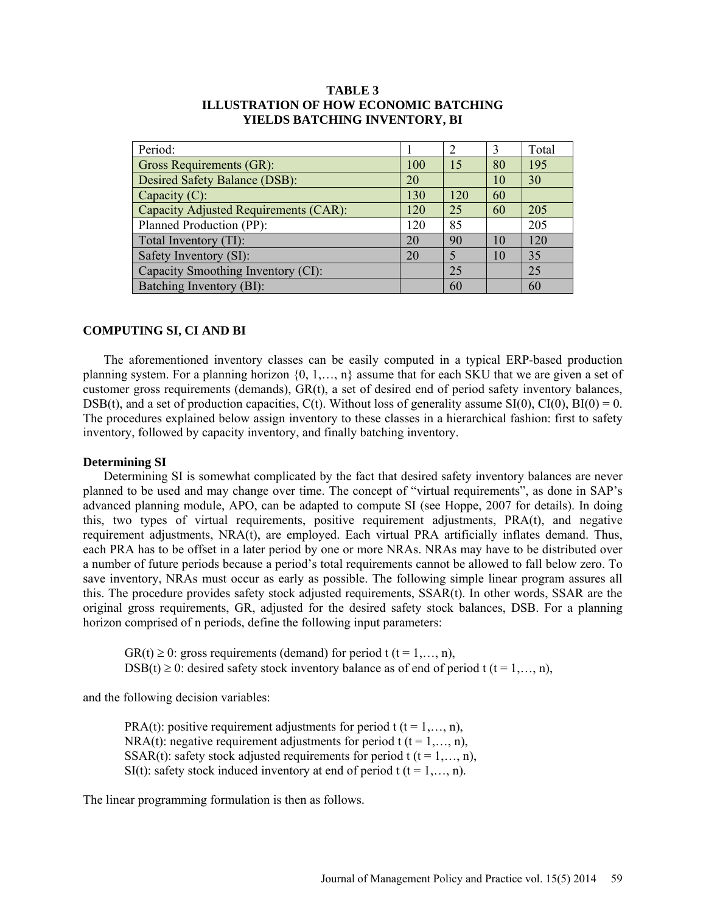**TABLE 3**
**ILLUSTRATION OF HOW ECONOMIC BATCHING YIELDS BATCHING INVENTORY, BI**

| Period: | 1 | 2 | 3 | Total |
|---|---|---|---|---|
| Gross Requirements (GR): | 100 | 15 | 80 | 195 |
| Desired Safety Balance (DSB): | 20 | | 10 | 30 |
| Capacity (C): | 130 | 120 | 60 | |
| Capacity Adjusted Requirements (CAR): | 120 | 25 | 60 | 205 |
| Planned Production (PP): | 120 | 85 | | 205 |
| Total Inventory (TI): | 20 | 90 | 10 | 120 |
| Safety Inventory (SI): | 20 | 5 | 10 | 35 |
| Capacity Smoothing Inventory (CI): | | 25 | | 25 |
| Batching Inventory (BI): | | 60 | | 60 |

## COMPUTING SI, CI AND BI

The aforementioned inventory classes can be easily computed in a typical ERP-based production planning system. For a planning horizon {0, 1,…, n} assume that for each SKU that we are given a set of customer gross requirements (demands), GR(t), a set of desired end of period safety inventory balances, DSB(t), and a set of production capacities, C(t). Without loss of generality assume SI(0), CI(0), BI(0) = 0. The procedures explained below assign inventory to these classes in a hierarchical fashion: first to safety inventory, followed by capacity inventory, and finally batching inventory.

### Determining SI

Determining SI is somewhat complicated by the fact that desired safety inventory balances are never planned to be used and may change over time. The concept of "virtual requirements", as done in SAP's advanced planning module, APO, can be adapted to compute SI (see Hoppe, 2007 for details). In doing this, two types of virtual requirements, positive requirement adjustments, PRA(t), and negative requirement adjustments, NRA(t), are employed. Each virtual PRA artificially inflates demand. Thus, each PRA has to be offset in a later period by one or more NRAs. NRAs may have to be distributed over a number of future periods because a period's total requirements cannot be allowed to fall below zero. To save inventory, NRAs must occur as early as possible. The following simple linear program assures all this. The procedure provides safety stock adjusted requirements, SSAR(t). In other words, SSAR are the original gross requirements, GR, adjusted for the desired safety stock balances, DSB. For a planning horizon comprised of n periods, define the following input parameters:

$GR(t) \geq 0$: gross requirements (demand) for period t (t = 1,…, n),
$DSB(t) \geq 0$: desired safety stock inventory balance as of end of period t (t = 1,…, n),

and the following decision variables:

PRA(t): positive requirement adjustments for period t (t = 1,…, n),
NRA(t): negative requirement adjustments for period t (t = 1,…, n),
SSAR(t): safety stock adjusted requirements for period t (t = 1,…, n),
SI(t): safety stock induced inventory at end of period t (t = 1,…, n).

The linear programming formulation is then as follows.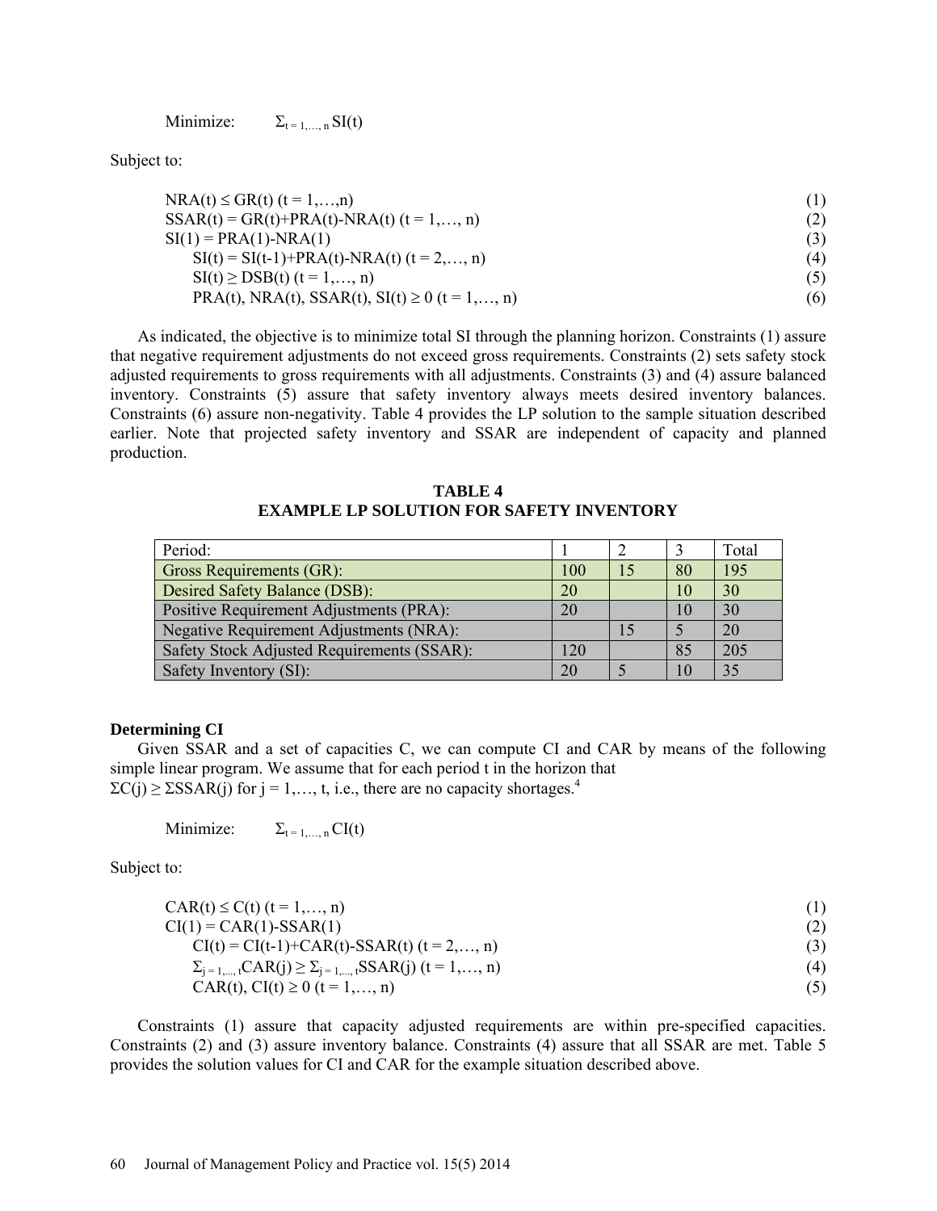Minimize: $\Sigma_{t = 1,\ldots, n}$ SI(t)

Subject to:

$$NRA(t) \leq GR(t) \ (t = 1,\ldots,n) \quad (1)$$
$$SSAR(t) = GR(t)+PRA(t)-NRA(t) \ (t = 1,\ldots, n) \quad (2)$$
$$SI(1) = PRA(1)-NRA(1) \quad (3)$$
$$SI(t) = SI(t-1)+PRA(t)-NRA(t) \ (t = 2,\ldots, n) \quad (4)$$
$$SI(t) \geq DSB(t) \ (t = 1,\ldots, n) \quad (5)$$
$$PRA(t), NRA(t), SSAR(t), SI(t) \geq 0 \ (t = 1,\ldots, n) \quad (6)$$

As indicated, the objective is to minimize total SI through the planning horizon. Constraints (1) assure that negative requirement adjustments do not exceed gross requirements. Constraints (2) sets safety stock adjusted requirements to gross requirements with all adjustments. Constraints (3) and (4) assure balanced inventory. Constraints (5) assure that safety inventory always meets desired inventory balances. Constraints (6) assure non-negativity. Table 4 provides the LP solution to the sample situation described earlier. Note that projected safety inventory and SSAR are independent of capacity and planned production.

**TABLE 4**
**EXAMPLE LP SOLUTION FOR SAFETY INVENTORY**

| Period: | 1 | 2 | 3 | Total |
|---|---|---|---|---|
| Gross Requirements (GR): | 100 | 15 | 80 | 195 |
| Desired Safety Balance (DSB): | 20 | | 10 | 30 |
| Positive Requirement Adjustments (PRA): | 20 | | 10 | 30 |
| Negative Requirement Adjustments (NRA): | | 15 | 5 | 20 |
| Safety Stock Adjusted Requirements (SSAR): | 120 | | 85 | 205 |
| Safety Inventory (SI): | 20 | 5 | 10 | 35 |

### Determining CI

Given SSAR and a set of capacities C, we can compute CI and CAR by means of the following simple linear program. We assume that for each period t in the horizon that
$\Sigma C(j) \geq \Sigma SSAR(j)$ for j = 1,…, t, i.e., there are no capacity shortages.[4]

Minimize: $\Sigma_{t = 1,\ldots, n}$ CI(t)

Subject to:

$$CAR(t) \leq C(t) \ (t = 1,\ldots, n) \quad (1)$$
$$CI(1) = CAR(1)-SSAR(1) \quad (2)$$
$$CI(t) = CI(t-1)+CAR(t)-SSAR(t) \ (t = 2,\ldots, n) \quad (3)$$
$$\Sigma_{j = 1,\ldots, t}CAR(j) \geq \Sigma_{j = 1,\ldots, t}SSAR(j) \ (t = 1,\ldots, n) \quad (4)$$
$$CAR(t), CI(t) \geq 0 \ (t = 1,\ldots, n) \quad (5)$$

Constraints (1) assure that capacity adjusted requirements are within pre-specified capacities. Constraints (2) and (3) assure inventory balance. Constraints (4) assure that all SSAR are met. Table 5 provides the solution values for CI and CAR for the example situation described above.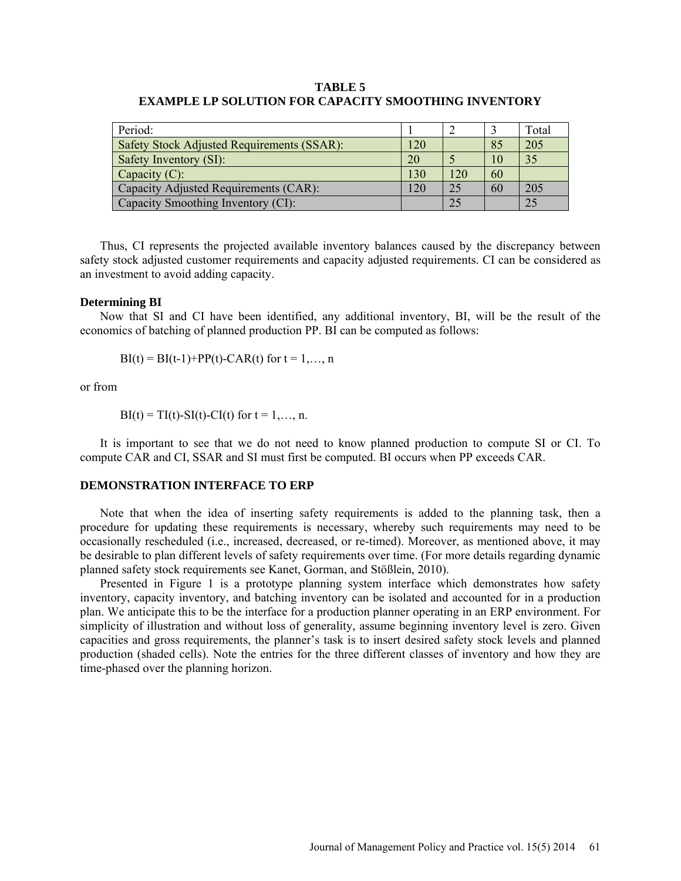**TABLE 5**
**EXAMPLE LP SOLUTION FOR CAPACITY SMOOTHING INVENTORY**

| Period: | 1 | 2 | 3 | Total |
|---|---|---|---|---|
| Safety Stock Adjusted Requirements (SSAR): | 120 | | 85 | 205 |
| Safety Inventory (SI): | 20 | 5 | 10 | 35 |
| Capacity (C): | 130 | 120 | 60 | |
| Capacity Adjusted Requirements (CAR): | 120 | 25 | 60 | 205 |
| Capacity Smoothing Inventory (CI): | | 25 | | 25 |

Thus, CI represents the projected available inventory balances caused by the discrepancy between safety stock adjusted customer requirements and capacity adjusted requirements. CI can be considered as an investment to avoid adding capacity.

### Determining BI

Now that SI and CI have been identified, any additional inventory, BI, will be the result of the economics of batching of planned production PP. BI can be computed as follows:

$$BI(t) = BI(t-1)+PP(t)-CAR(t) \text{ for } t = 1,\dots, n$$

or from

$$BI(t) = TI(t)-SI(t)-CI(t) \text{ for } t = 1,\dots, n.$$

It is important to see that we do not need to know planned production to compute SI or CI. To compute CAR and CI, SSAR and SI must first be computed. BI occurs when PP exceeds CAR.

## DEMONSTRATION INTERFACE TO ERP

Note that when the idea of inserting safety requirements is added to the planning task, then a procedure for updating these requirements is necessary, whereby such requirements may need to be occasionally rescheduled (i.e., increased, decreased, or re-timed). Moreover, as mentioned above, it may be desirable to plan different levels of safety requirements over time. (For more details regarding dynamic planned safety stock requirements see Kanet, Gorman, and Stößlein, 2010).

Presented in Figure 1 is a prototype planning system interface which demonstrates how safety inventory, capacity inventory, and batching inventory can be isolated and accounted for in a production plan. We anticipate this to be the interface for a production planner operating in an ERP environment. For simplicity of illustration and without loss of generality, assume beginning inventory level is zero. Given capacities and gross requirements, the planner's task is to insert desired safety stock levels and planned production (shaded cells). Note the entries for the three different classes of inventory and how they are time-phased over the planning horizon.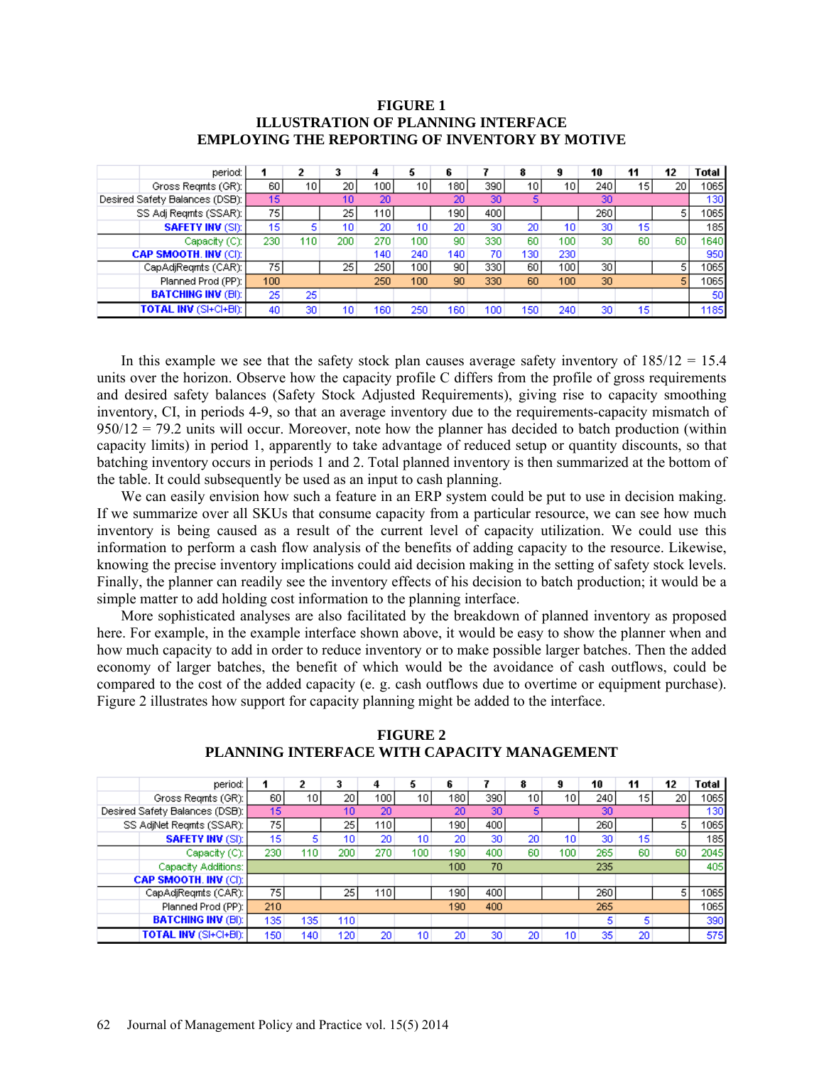**FIGURE 1**
**ILLUSTRATION OF PLANNING INTERFACE EMPLOYING THE REPORTING OF INVENTORY BY MOTIVE**

| period: | 1 | 2 | 3 | 4 | 5 | 6 | 7 | 8 | 9 | 10 | 11 | 12 | Total |
|---|---|---|---|---|---|---|---|---|---|---|---|---|---|
| Gross Reqmts (GR): | 60 | 10 | 20 | 100 | 10 | 180 | 390 | 10 | 10 | 240 | 15 | 20 | 1065 |
| Desired Safety Balances (DSB): | 15 | | 10 | 20 | | 20 | 30 | 5 | | 30 | | | 130 |
| SS Adj Reqmts (SSAR): | 75 | | 25 | 110 | | 190 | 400 | | | 260 | | 5 | 1065 |
| **SAFETY INV** (SI): | 15 | 5 | 10 | 20 | 10 | 20 | 30 | 20 | 10 | 30 | 15 | | 185 |
| Capacity (C): | 230 | 110 | 200 | 270 | 100 | 90 | 330 | 60 | 100 | 30 | 60 | 60 | 1640 |
| **CAP SMOOTH. INV** (CI): | | | | 140 | 240 | 140 | 70 | 130 | 230 | | | | 950 |
| CapAdjReqmts (CAR): | 75 | | 25 | 250 | 100 | 90 | 330 | 60 | 100 | 30 | | 5 | 1065 |
| Planned Prod (PP): | 100 | | | 250 | 100 | 90 | 330 | 60 | 100 | 30 | | 5 | 1065 |
| **BATCHING INV** (BI): | 25 | 25 | | | | | | | | | | | 50 |
| **TOTAL INV** (SI+CI+BI): | 40 | 30 | 10 | 160 | 250 | 160 | 100 | 150 | 240 | 30 | 15 | | 1185 |

In this example we see that the safety stock plan causes average safety inventory of 185/12 = 15.4 units over the horizon. Observe how the capacity profile C differs from the profile of gross requirements and desired safety balances (Safety Stock Adjusted Requirements), giving rise to capacity smoothing inventory, CI, in periods 4-9, so that an average inventory due to the requirements-capacity mismatch of 950/12 = 79.2 units will occur. Moreover, note how the planner has decided to batch production (within capacity limits) in period 1, apparently to take advantage of reduced setup or quantity discounts, so that batching inventory occurs in periods 1 and 2. Total planned inventory is then summarized at the bottom of the table. It could subsequently be used as an input to cash planning.

We can easily envision how such a feature in an ERP system could be put to use in decision making. If we summarize over all SKUs that consume capacity from a particular resource, we can see how much inventory is being caused as a result of the current level of capacity utilization. We could use this information to perform a cash flow analysis of the benefits of adding capacity to the resource. Likewise, knowing the precise inventory implications could aid decision making in the setting of safety stock levels. Finally, the planner can readily see the inventory effects of his decision to batch production; it would be a simple matter to add holding cost information to the planning interface.

More sophisticated analyses are also facilitated by the breakdown of planned inventory as proposed here. For example, in the example interface shown above, it would be easy to show the planner when and how much capacity to add in order to reduce inventory or to make possible larger batches. Then the added economy of larger batches, the benefit of which would be the avoidance of cash outflows, could be compared to the cost of the added capacity (e. g. cash outflows due to overtime or equipment purchase). Figure 2 illustrates how support for capacity planning might be added to the interface.

**FIGURE 2**
**PLANNING INTERFACE WITH CAPACITY MANAGEMENT**

| period: | 1 | 2 | 3 | 4 | 5 | 6 | 7 | 8 | 9 | 10 | 11 | 12 | Total |
|---|---|---|---|---|---|---|---|---|---|---|---|---|---|
| Gross Reqmts (GR): | 60 | 10 | 20 | 100 | 10 | 180 | 390 | 10 | 10 | 240 | 15 | 20 | 1065 |
| Desired Safety Balances (DSB): | 15 | | 10 | 20 | | 20 | 30 | 5 | | 30 | | | 130 |
| SS AdjNet Reqmts (SSAR): | 75 | | 25 | 110 | | 190 | 400 | | | 260 | | 5 | 1065 |
| **SAFETY INV** (SI): | 15 | 5 | 10 | 20 | 10 | 20 | 30 | 20 | 10 | 30 | 15 | | 185 |
| Capacity (C): | 230 | 110 | 200 | 270 | 100 | 190 | 400 | 60 | 100 | 265 | 60 | 60 | 2045 |
| Capacity Additions: | | | | | | 100 | 70 | | | 235 | | | 405 |
| **CAP SMOOTH. INV** (CI): | | | | | | | | | | | | | |
| CapAdjReqmts (CAR): | 75 | | 25 | 110 | | 190 | 400 | | | 260 | | 5 | 1065 |
| Planned Prod (PP): | 210 | | | | | 190 | 400 | | | 265 | | | 1065 |
| **BATCHING INV** (BI): | 135 | 135 | 110 | | | | | | | 5 | 5 | | 390 |
| **TOTAL INV** (SI+CI+BI): | 150 | 140 | 120 | 20 | 10 | 20 | 30 | 20 | 10 | 35 | 20 | | 575 |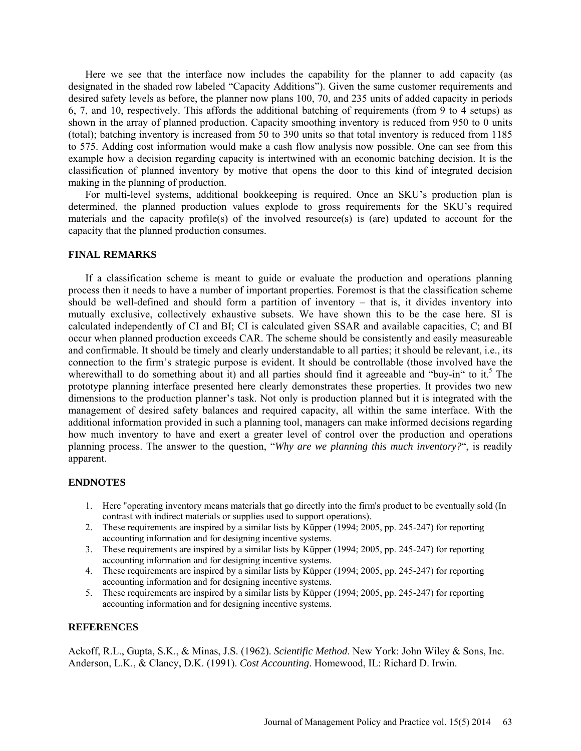Here we see that the interface now includes the capability for the planner to add capacity (as designated in the shaded row labeled "Capacity Additions"). Given the same customer requirements and desired safety levels as before, the planner now plans 100, 70, and 235 units of added capacity in periods 6, 7, and 10, respectively. This affords the additional batching of requirements (from 9 to 4 setups) as shown in the array of planned production. Capacity smoothing inventory is reduced from 950 to 0 units (total); batching inventory is increased from 50 to 390 units so that total inventory is reduced from 1185 to 575. Adding cost information would make a cash flow analysis now possible. One can see from this example how a decision regarding capacity is intertwined with an economic batching decision. It is the classification of planned inventory by motive that opens the door to this kind of integrated decision making in the planning of production.

For multi-level systems, additional bookkeeping is required. Once an SKU's production plan is determined, the planned production values explode to gross requirements for the SKU's required materials and the capacity profile(s) of the involved resource(s) is (are) updated to account for the capacity that the planned production consumes.

## FINAL REMARKS

If a classification scheme is meant to guide or evaluate the production and operations planning process then it needs to have a number of important properties. Foremost is that the classification scheme should be well-defined and should form a partition of inventory – that is, it divides inventory into mutually exclusive, collectively exhaustive subsets. We have shown this to be the case here. SI is calculated independently of CI and BI; CI is calculated given SSAR and available capacities, C; and BI occur when planned production exceeds CAR. The scheme should be consistently and easily measureable and confirmable. It should be timely and clearly understandable to all parties; it should be relevant, i.e., its connection to the firm's strategic purpose is evident. It should be controllable (those involved have the wherewithall to do something about it) and all parties should find it agreeable and "buy-in" to it.[5] The prototype planning interface presented here clearly demonstrates these properties. It provides two new dimensions to the production planner's task. Not only is production planned but it is integrated with the management of desired safety balances and required capacity, all within the same interface. With the additional information provided in such a planning tool, managers can make informed decisions regarding how much inventory to have and exert a greater level of control over the production and operations planning process. The answer to the question, "*Why are we planning this much inventory?*", is readily apparent.

## ENDNOTES

1. Here "operating inventory means materials that go directly into the firm's product to be eventually sold (In contrast with indirect materials or supplies used to support operations).
2. These requirements are inspired by a similar lists by Küpper (1994; 2005, pp. 245-247) for reporting accounting information and for designing incentive systems.
3. These requirements are inspired by a similar lists by Küpper (1994; 2005, pp. 245-247) for reporting accounting information and for designing incentive systems.
4. These requirements are inspired by a similar lists by Küpper (1994; 2005, pp. 245-247) for reporting accounting information and for designing incentive systems.
5. These requirements are inspired by a similar lists by Küpper (1994; 2005, pp. 245-247) for reporting accounting information and for designing incentive systems.

## REFERENCES

Ackoff, R.L., Gupta, S.K., & Minas, J.S. (1962). *Scientific Method*. New York: John Wiley & Sons, Inc.
Anderson, L.K., & Clancy, D.K. (1991). *Cost Accounting*. Homewood, IL: Richard D. Irwin.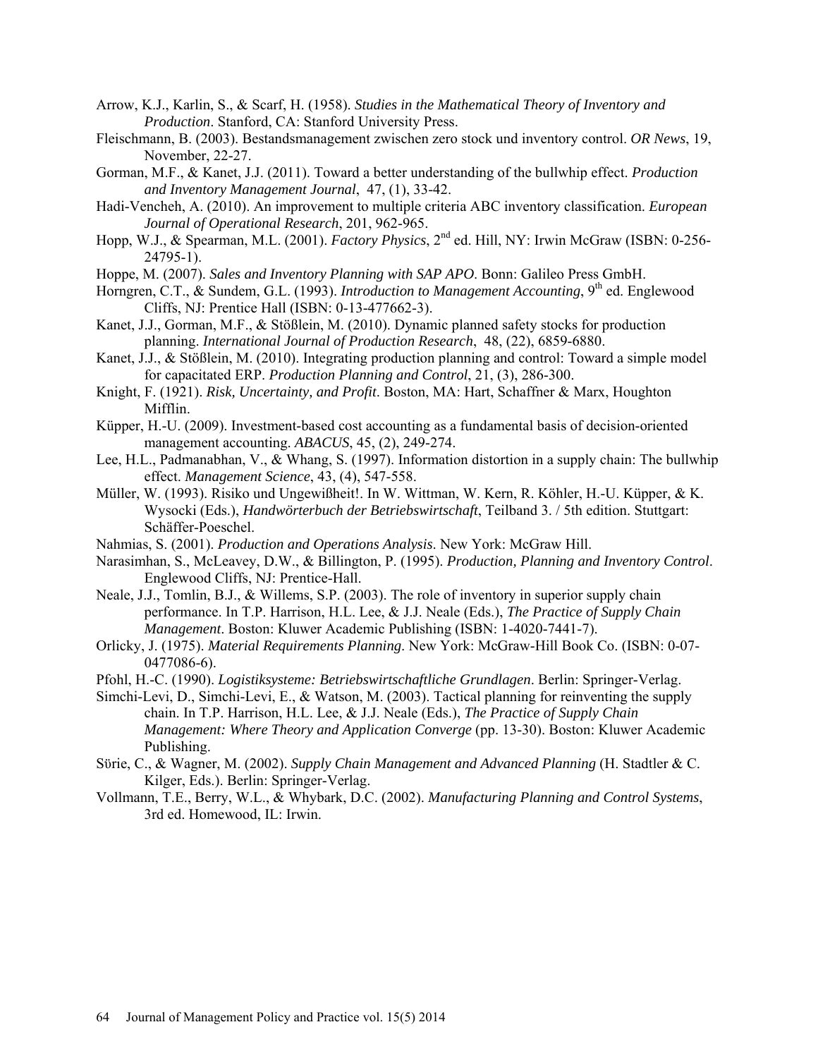Arrow, K.J., Karlin, S., & Scarf, H. (1958). *Studies in the Mathematical Theory of Inventory and Production*. Stanford, CA: Stanford University Press.

Fleischmann, B. (2003). Bestandsmanagement zwischen zero stock und inventory control. *OR News*, 19, November, 22-27.

Gorman, M.F., & Kanet, J.J. (2011). Toward a better understanding of the bullwhip effect. *Production and Inventory Management Journal*, 47, (1), 33-42.

Hadi-Vencheh, A. (2010). An improvement to multiple criteria ABC inventory classification. *European Journal of Operational Research*, 201, 962-965.

Hopp, W.J., & Spearman, M.L. (2001). *Factory Physics*, 2nd ed. Hill, NY: Irwin McGraw (ISBN: 0-256-24795-1).

Hoppe, M. (2007). *Sales and Inventory Planning with SAP APO*. Bonn: Galileo Press GmbH.

Horngren, C.T., & Sundem, G.L. (1993). *Introduction to Management Accounting*, 9th ed. Englewood Cliffs, NJ: Prentice Hall (ISBN: 0-13-477662-3).

Kanet, J.J., Gorman, M.F., & Stößlein, M. (2010). Dynamic planned safety stocks for production planning. *International Journal of Production Research*, 48, (22), 6859-6880.

Kanet, J.J., & Stößlein, M. (2010). Integrating production planning and control: Toward a simple model for capacitated ERP. *Production Planning and Control*, 21, (3), 286-300.

Knight, F. (1921). *Risk, Uncertainty, and Profit*. Boston, MA: Hart, Schaffner & Marx, Houghton Mifflin.

Küpper, H.-U. (2009). Investment-based cost accounting as a fundamental basis of decision-oriented management accounting. *ABACUS*, 45, (2), 249-274.

Lee, H.L., Padmanabhan, V., & Whang, S. (1997). Information distortion in a supply chain: The bullwhip effect. *Management Science*, 43, (4), 547-558.

Müller, W. (1993). Risiko und Ungewißheit!. In W. Wittman, W. Kern, R. Köhler, H.-U. Küpper, & K. Wysocki (Eds.), *Handwörterbuch der Betriebswirtschaft*, Teilband 3. / 5th edition. Stuttgart: Schäffer-Poeschel.

Nahmias, S. (2001). *Production and Operations Analysis*. New York: McGraw Hill.

Narasimhan, S., McLeavey, D.W., & Billington, P. (1995). *Production, Planning and Inventory Control*. Englewood Cliffs, NJ: Prentice-Hall.

Neale, J.J., Tomlin, B.J., & Willems, S.P. (2003). The role of inventory in superior supply chain performance. In T.P. Harrison, H.L. Lee, & J.J. Neale (Eds.), *The Practice of Supply Chain Management*. Boston: Kluwer Academic Publishing (ISBN: 1-4020-7441-7).

Orlicky, J. (1975). *Material Requirements Planning*. New York: McGraw-Hill Book Co. (ISBN: 0-07-0477086-6).

Pfohl, H.-C. (1990). *Logistiksysteme: Betriebswirtschaftliche Grundlagen*. Berlin: Springer-Verlag.

Simchi-Levi, D., Simchi-Levi, E., & Watson, M. (2003). Tactical planning for reinventing the supply chain. In T.P. Harrison, H.L. Lee, & J.J. Neale (Eds.), *The Practice of Supply Chain Management: Where Theory and Application Converge* (pp. 13-30). Boston: Kluwer Academic Publishing.

Sürie, C., & Wagner, M. (2002). *Supply Chain Management and Advanced Planning* (H. Stadtler & C. Kilger, Eds.). Berlin: Springer-Verlag.

Vollmann, T.E., Berry, W.L., & Whybark, D.C. (2002). *Manufacturing Planning and Control Systems*, 3rd ed. Homewood, IL: Irwin.